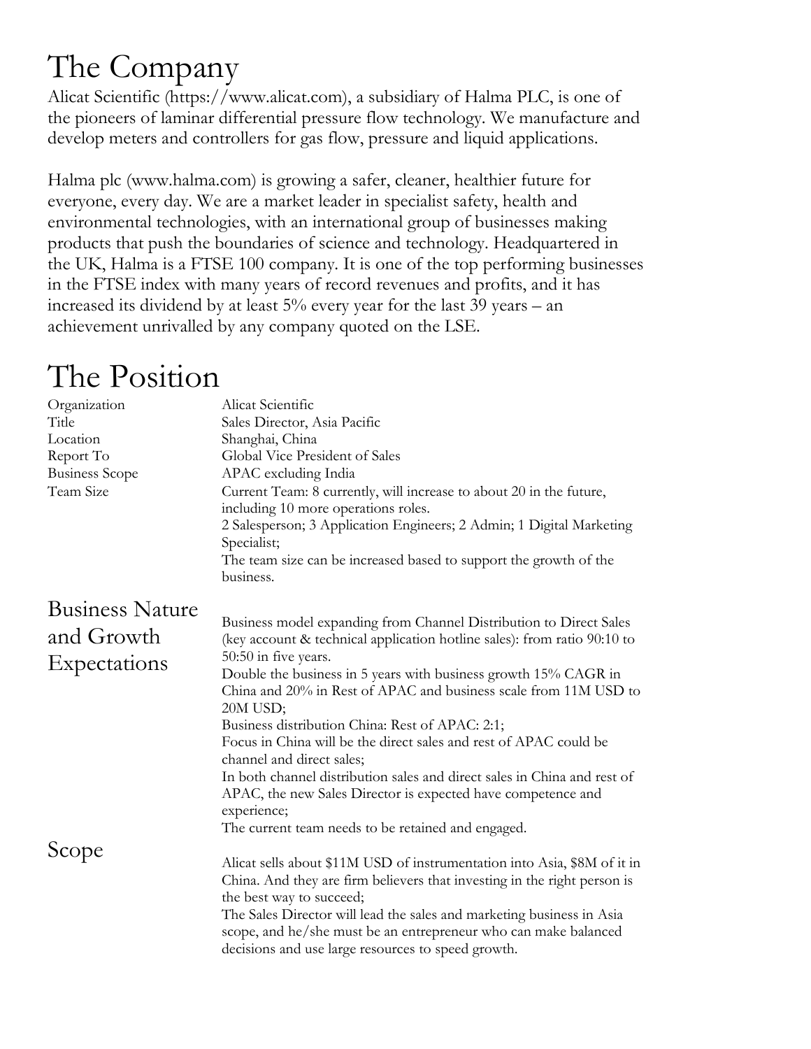# The Company

Alicat Scientific (https://www.alicat.com), a subsidiary of Halma PLC, is one of the pioneers of laminar differential pressure flow technology. We manufacture and develop meters and controllers for gas flow, pressure and liquid applications.

Halma plc (www.halma.com) is growing a safer, cleaner, healthier future for everyone, every day. We are a market leader in specialist safety, health and environmental technologies, with an international group of businesses making products that push the boundaries of science and technology. Headquartered in the UK, Halma is a FTSE 100 company. It is one of the top performing businesses in the FTSE index with many years of record revenues and profits, and it has increased its dividend by at least 5% every year for the last 39 years – an achievement unrivalled by any company quoted on the LSE.

# The Position

| | |
|---|---|
| Organization | Alicat Scientific |
| Title | Sales Director, Asia Pacific |
| Location | Shanghai, China |
| Report To | Global Vice President of Sales |
| Business Scope | APAC excluding India |
| Team Size | Current Team: 8 currently, will increase to about 20 in the future, including 10 more operations roles.<br>2 Salesperson; 3 Application Engineers; 2 Admin; 1 Digital Marketing Specialist;<br>The team size can be increased based to support the growth of the business. |

## Business Nature and Growth Expectations

Business model expanding from Channel Distribution to Direct Sales (key account & technical application hotline sales): from ratio 90:10 to 50:50 in five years.

Double the business in 5 years with business growth 15% CAGR in China and 20% in Rest of APAC and business scale from 11M USD to 20M USD;

Business distribution China: Rest of APAC: 2:1;

Focus in China will be the direct sales and rest of APAC could be channel and direct sales;

In both channel distribution sales and direct sales in China and rest of APAC, the new Sales Director is expected have competence and experience;

The current team needs to be retained and engaged.

## Scope

Alicat sells about $11M USD of instrumentation into Asia, $8M of it in China. And they are firm believers that investing in the right person is the best way to succeed;

The Sales Director will lead the sales and marketing business in Asia scope, and he/she must be an entrepreneur who can make balanced decisions and use large resources to speed growth.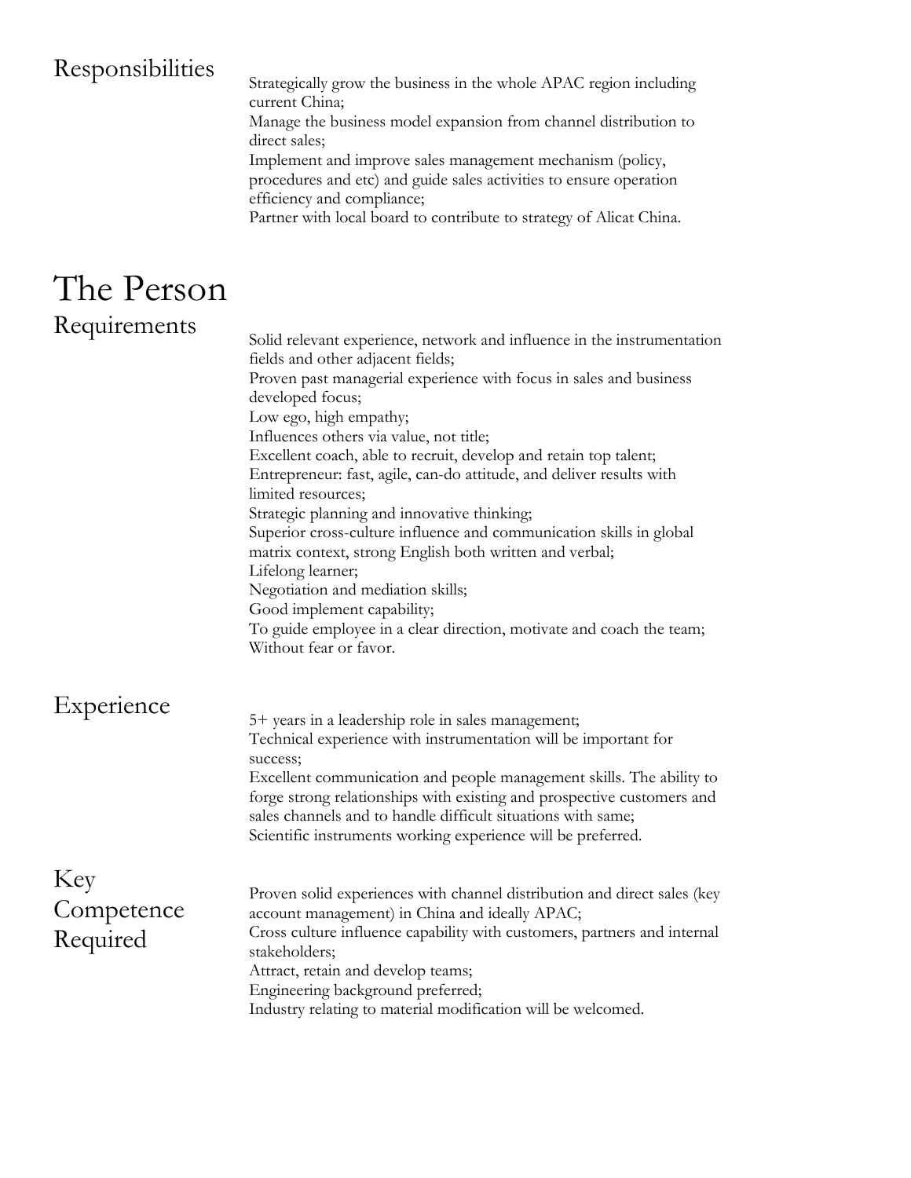## Responsibilities

Strategically grow the business in the whole APAC region including current China;
Manage the business model expansion from channel distribution to direct sales;
Implement and improve sales management mechanism (policy, procedures and etc) and guide sales activities to ensure operation efficiency and compliance;
Partner with local board to contribute to strategy of Alicat China.

# The Person

## Requirements

Solid relevant experience, network and influence in the instrumentation fields and other adjacent fields;
Proven past managerial experience with focus in sales and business developed focus;
Low ego, high empathy;
Influences others via value, not title;
Excellent coach, able to recruit, develop and retain top talent;
Entrepreneur: fast, agile, can-do attitude, and deliver results with limited resources;
Strategic planning and innovative thinking;
Superior cross-culture influence and communication skills in global matrix context, strong English both written and verbal;
Lifelong learner;
Negotiation and mediation skills;
Good implement capability;
To guide employee in a clear direction, motivate and coach the team;
Without fear or favor.

## Experience

5+ years in a leadership role in sales management;
Technical experience with instrumentation will be important for success;
Excellent communication and people management skills. The ability to forge strong relationships with existing and prospective customers and sales channels and to handle difficult situations with same;
Scientific instruments working experience will be preferred.

## Key Competence Required

Proven solid experiences with channel distribution and direct sales (key account management) in China and ideally APAC;
Cross culture influence capability with customers, partners and internal stakeholders;
Attract, retain and develop teams;
Engineering background preferred;
Industry relating to material modification will be welcomed.